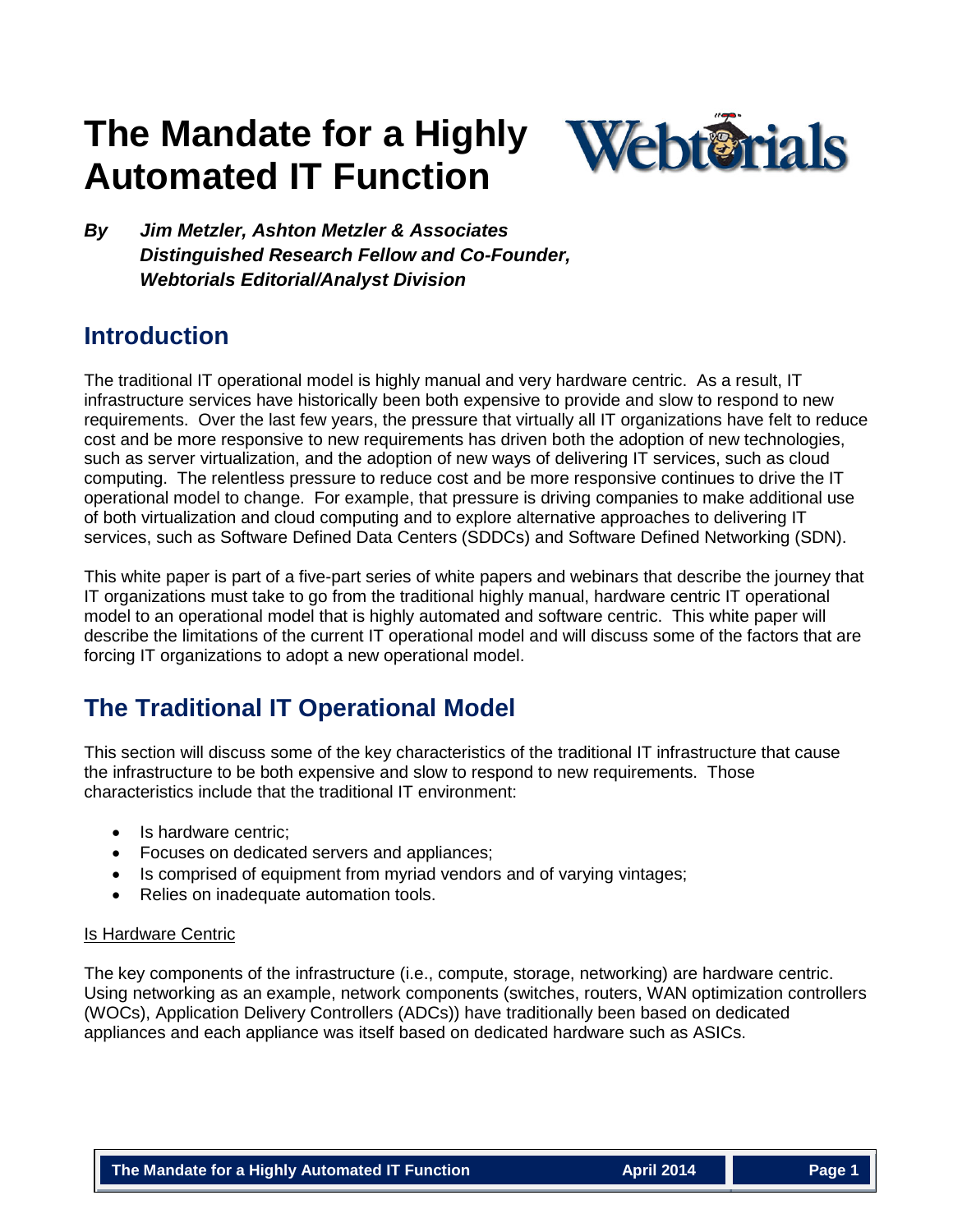# The Mandate for a Highly Automated IT Function

***By Jim Metzler, Ashton Metzler & Associates***
***Distinguished Research Fellow and Co-Founder,***
***Webtorials Editorial/Analyst Division***

## Introduction

The traditional IT operational model is highly manual and very hardware centric. As a result, IT infrastructure services have historically been both expensive to provide and slow to respond to new requirements. Over the last few years, the pressure that virtually all IT organizations have felt to reduce cost and be more responsive to new requirements has driven both the adoption of new technologies, such as server virtualization, and the adoption of new ways of delivering IT services, such as cloud computing. The relentless pressure to reduce cost and be more responsive continues to drive the IT operational model to change. For example, that pressure is driving companies to make additional use of both virtualization and cloud computing and to explore alternative approaches to delivering IT services, such as Software Defined Data Centers (SDDCs) and Software Defined Networking (SDN).

This white paper is part of a five-part series of white papers and webinars that describe the journey that IT organizations must take to go from the traditional highly manual, hardware centric IT operational model to an operational model that is highly automated and software centric. This white paper will describe the limitations of the current IT operational model and will discuss some of the factors that are forcing IT organizations to adopt a new operational model.

## The Traditional IT Operational Model

This section will discuss some of the key characteristics of the traditional IT infrastructure that cause the infrastructure to be both expensive and slow to respond to new requirements. Those characteristics include that the traditional IT environment:

- Is hardware centric;
- Focuses on dedicated servers and appliances;
- Is comprised of equipment from myriad vendors and of varying vintages;
- Relies on inadequate automation tools.

<u>Is Hardware Centric</u>

The key components of the infrastructure (i.e., compute, storage, networking) are hardware centric. Using networking as an example, network components (switches, routers, WAN optimization controllers (WOCs), Application Delivery Controllers (ADCs)) have traditionally been based on dedicated appliances and each appliance was itself based on dedicated hardware such as ASICs.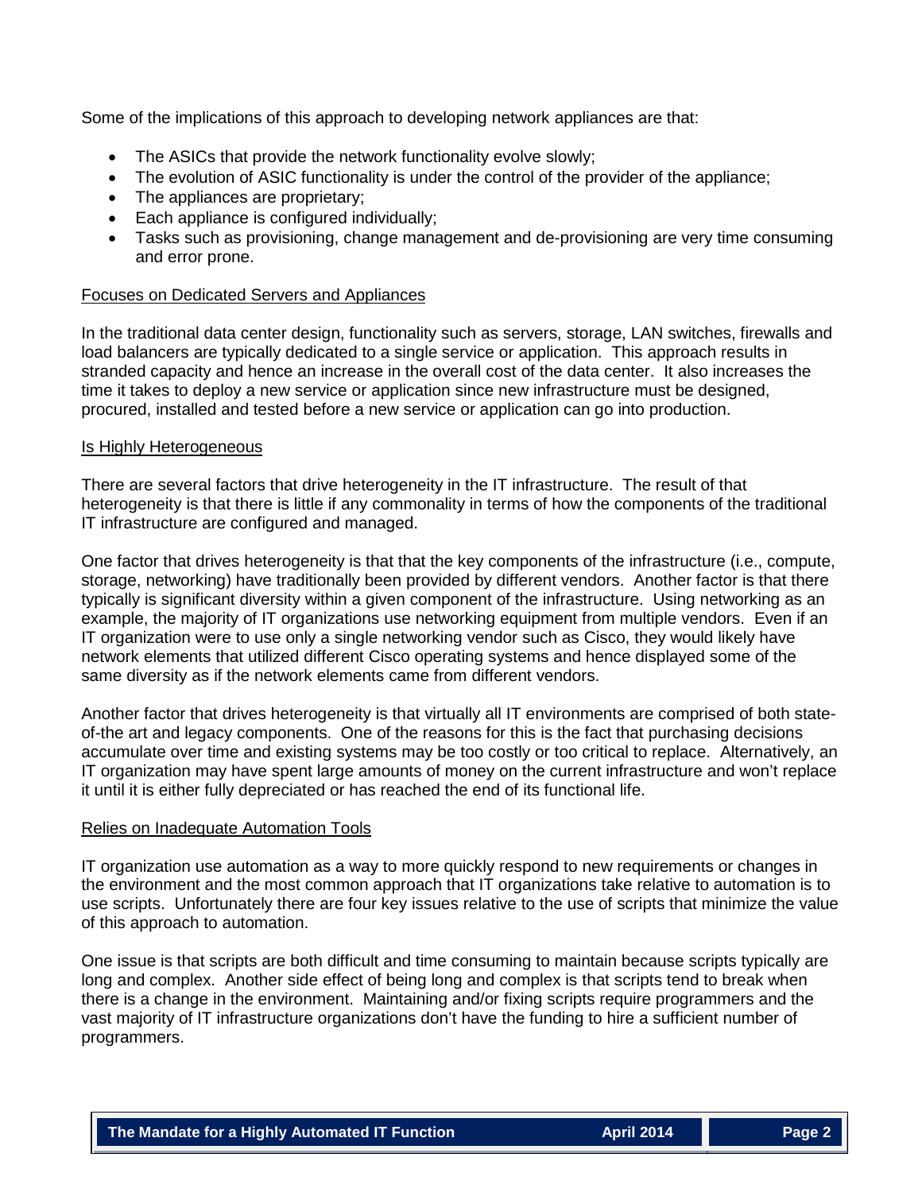Some of the implications of this approach to developing network appliances are that:

- The ASICs that provide the network functionality evolve slowly;
- The evolution of ASIC functionality is under the control of the provider of the appliance;
- The appliances are proprietary;
- Each appliance is configured individually;
- Tasks such as provisioning, change management and de-provisioning are very time consuming and error prone.

<u>Focuses on Dedicated Servers and Appliances</u>

In the traditional data center design, functionality such as servers, storage, LAN switches, firewalls and load balancers are typically dedicated to a single service or application. This approach results in stranded capacity and hence an increase in the overall cost of the data center. It also increases the time it takes to deploy a new service or application since new infrastructure must be designed, procured, installed and tested before a new service or application can go into production.

<u>Is Highly Heterogeneous</u>

There are several factors that drive heterogeneity in the IT infrastructure. The result of that heterogeneity is that there is little if any commonality in terms of how the components of the traditional IT infrastructure are configured and managed.

One factor that drives heterogeneity is that that the key components of the infrastructure (i.e., compute, storage, networking) have traditionally been provided by different vendors. Another factor is that there typically is significant diversity within a given component of the infrastructure. Using networking as an example, the majority of IT organizations use networking equipment from multiple vendors. Even if an IT organization were to use only a single networking vendor such as Cisco, they would likely have network elements that utilized different Cisco operating systems and hence displayed some of the same diversity as if the network elements came from different vendors.

Another factor that drives heterogeneity is that virtually all IT environments are comprised of both state-of-the art and legacy components. One of the reasons for this is the fact that purchasing decisions accumulate over time and existing systems may be too costly or too critical to replace. Alternatively, an IT organization may have spent large amounts of money on the current infrastructure and won't replace it until it is either fully depreciated or has reached the end of its functional life.

<u>Relies on Inadequate Automation Tools</u>

IT organization use automation as a way to more quickly respond to new requirements or changes in the environment and the most common approach that IT organizations take relative to automation is to use scripts. Unfortunately there are four key issues relative to the use of scripts that minimize the value of this approach to automation.

One issue is that scripts are both difficult and time consuming to maintain because scripts typically are long and complex. Another side effect of being long and complex is that scripts tend to break when there is a change in the environment. Maintaining and/or fixing scripts require programmers and the vast majority of IT infrastructure organizations don't have the funding to hire a sufficient number of programmers.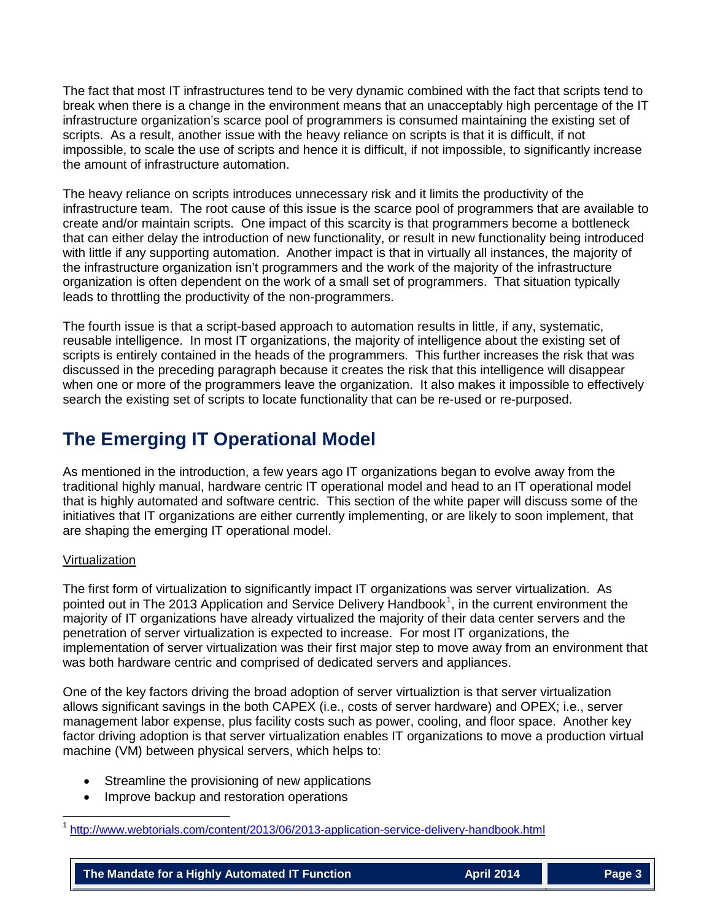The fact that most IT infrastructures tend to be very dynamic combined with the fact that scripts tend to break when there is a change in the environment means that an unacceptably high percentage of the IT infrastructure organization's scarce pool of programmers is consumed maintaining the existing set of scripts. As a result, another issue with the heavy reliance on scripts is that it is difficult, if not impossible, to scale the use of scripts and hence it is difficult, if not impossible, to significantly increase the amount of infrastructure automation.

The heavy reliance on scripts introduces unnecessary risk and it limits the productivity of the infrastructure team. The root cause of this issue is the scarce pool of programmers that are available to create and/or maintain scripts. One impact of this scarcity is that programmers become a bottleneck that can either delay the introduction of new functionality, or result in new functionality being introduced with little if any supporting automation. Another impact is that in virtually all instances, the majority of the infrastructure organization isn't programmers and the work of the majority of the infrastructure organization is often dependent on the work of a small set of programmers. That situation typically leads to throttling the productivity of the non-programmers.

The fourth issue is that a script-based approach to automation results in little, if any, systematic, reusable intelligence. In most IT organizations, the majority of intelligence about the existing set of scripts is entirely contained in the heads of the programmers. This further increases the risk that was discussed in the preceding paragraph because it creates the risk that this intelligence will disappear when one or more of the programmers leave the organization. It also makes it impossible to effectively search the existing set of scripts to locate functionality that can be re-used or re-purposed.

# The Emerging IT Operational Model

As mentioned in the introduction, a few years ago IT organizations began to evolve away from the traditional highly manual, hardware centric IT operational model and head to an IT operational model that is highly automated and software centric. This section of the white paper will discuss some of the initiatives that IT organizations are either currently implementing, or are likely to soon implement, that are shaping the emerging IT operational model.

Virtualization

The first form of virtualization to significantly impact IT organizations was server virtualization. As pointed out in The 2013 Application and Service Delivery Handbook[1], in the current environment the majority of IT organizations have already virtualized the majority of their data center servers and the penetration of server virtualization is expected to increase. For most IT organizations, the implementation of server virtualization was their first major step to move away from an environment that was both hardware centric and comprised of dedicated servers and appliances.

One of the key factors driving the broad adoption of server virtualiztion is that server virtualization allows significant savings in the both CAPEX (i.e., costs of server hardware) and OPEX; i.e., server management labor expense, plus facility costs such as power, cooling, and floor space. Another key factor driving adoption is that server virtualization enables IT organizations to move a production virtual machine (VM) between physical servers, which helps to:

- Streamline the provisioning of new applications
- Improve backup and restoration operations

[1] http://www.webtorials.com/content/2013/06/2013-application-service-delivery-handbook.html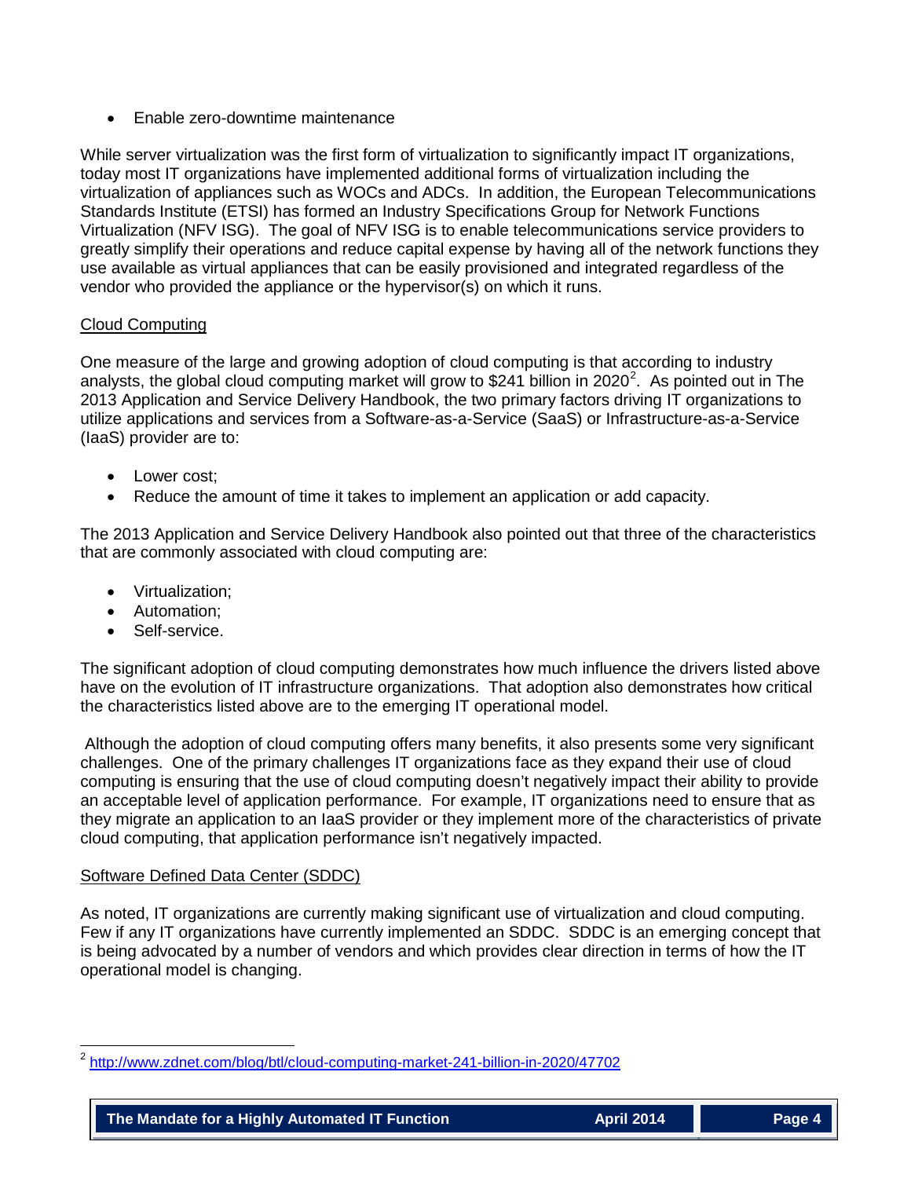- Enable zero-downtime maintenance

While server virtualization was the first form of virtualization to significantly impact IT organizations, today most IT organizations have implemented additional forms of virtualization including the virtualization of appliances such as WOCs and ADCs. In addition, the European Telecommunications Standards Institute (ETSI) has formed an Industry Specifications Group for Network Functions Virtualization (NFV ISG). The goal of NFV ISG is to enable telecommunications service providers to greatly simplify their operations and reduce capital expense by having all of the network functions they use available as virtual appliances that can be easily provisioned and integrated regardless of the vendor who provided the appliance or the hypervisor(s) on which it runs.

## Cloud Computing

One measure of the large and growing adoption of cloud computing is that according to industry analysts, the global cloud computing market will grow to $241 billion in 2020[2]. As pointed out in The 2013 Application and Service Delivery Handbook, the two primary factors driving IT organizations to utilize applications and services from a Software-as-a-Service (SaaS) or Infrastructure-as-a-Service (IaaS) provider are to:

- Lower cost;
- Reduce the amount of time it takes to implement an application or add capacity.

The 2013 Application and Service Delivery Handbook also pointed out that three of the characteristics that are commonly associated with cloud computing are:

- Virtualization;
- Automation;
- Self-service.

The significant adoption of cloud computing demonstrates how much influence the drivers listed above have on the evolution of IT infrastructure organizations. That adoption also demonstrates how critical the characteristics listed above are to the emerging IT operational model.

Although the adoption of cloud computing offers many benefits, it also presents some very significant challenges. One of the primary challenges IT organizations face as they expand their use of cloud computing is ensuring that the use of cloud computing doesn't negatively impact their ability to provide an acceptable level of application performance. For example, IT organizations need to ensure that as they migrate an application to an IaaS provider or they implement more of the characteristics of private cloud computing, that application performance isn't negatively impacted.

## Software Defined Data Center (SDDC)

As noted, IT organizations are currently making significant use of virtualization and cloud computing. Few if any IT organizations have currently implemented an SDDC. SDDC is an emerging concept that is being advocated by a number of vendors and which provides clear direction in terms of how the IT operational model is changing.

---

[2] http://www.zdnet.com/blog/btl/cloud-computing-market-241-billion-in-2020/47702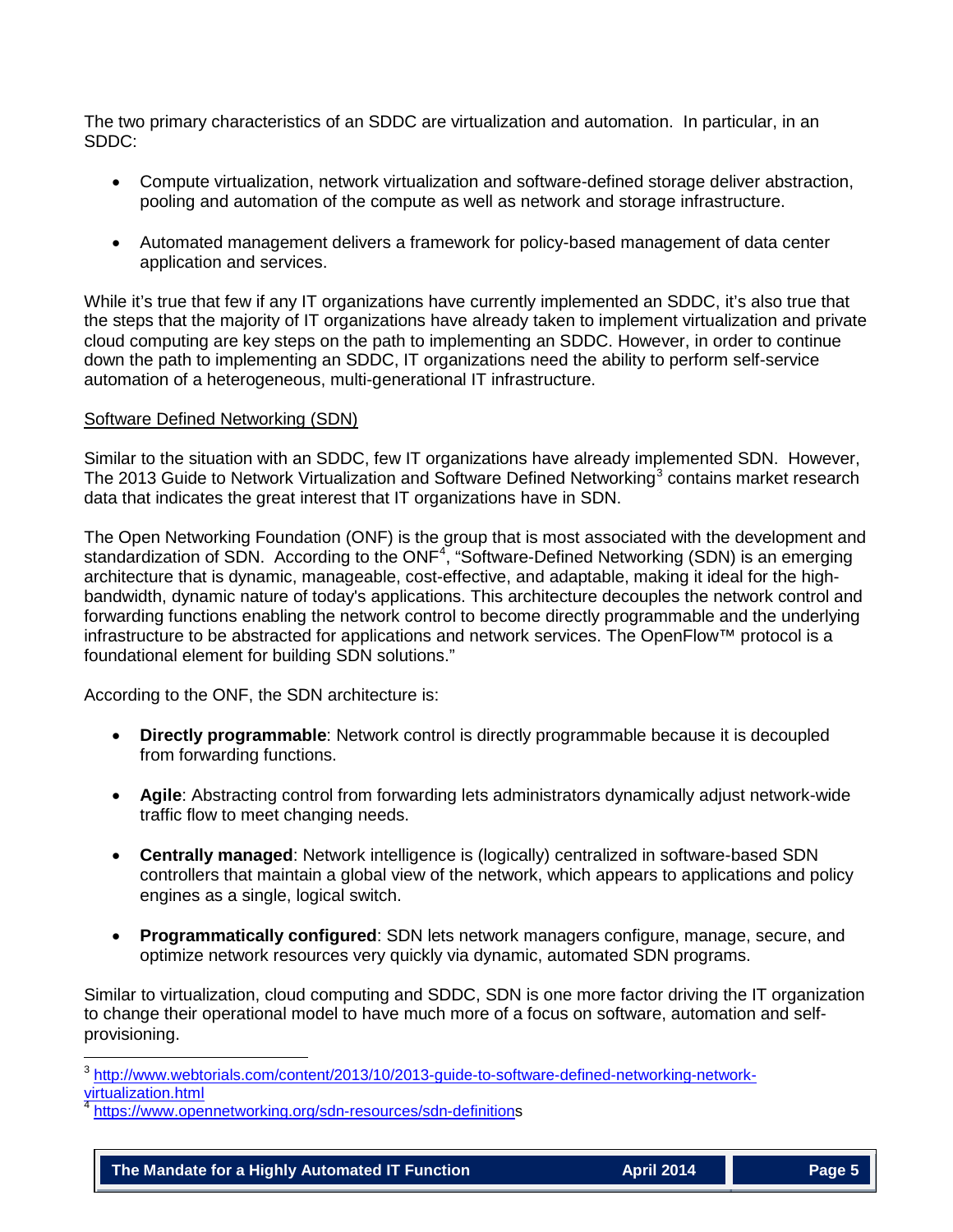The two primary characteristics of an SDDC are virtualization and automation. In particular, in an SDDC:

- Compute virtualization, network virtualization and software-defined storage deliver abstraction, pooling and automation of the compute as well as network and storage infrastructure.
- Automated management delivers a framework for policy-based management of data center application and services.

While it's true that few if any IT organizations have currently implemented an SDDC, it's also true that the steps that the majority of IT organizations have already taken to implement virtualization and private cloud computing are key steps on the path to implementing an SDDC. However, in order to continue down the path to implementing an SDDC, IT organizations need the ability to perform self-service automation of a heterogeneous, multi-generational IT infrastructure.

Software Defined Networking (SDN)

Similar to the situation with an SDDC, few IT organizations have already implemented SDN. However, The 2013 Guide to Network Virtualization and Software Defined Networking[3] contains market research data that indicates the great interest that IT organizations have in SDN.

The Open Networking Foundation (ONF) is the group that is most associated with the development and standardization of SDN. According to the ONF[4], "Software-Defined Networking (SDN) is an emerging architecture that is dynamic, manageable, cost-effective, and adaptable, making it ideal for the high-bandwidth, dynamic nature of today's applications. This architecture decouples the network control and forwarding functions enabling the network control to become directly programmable and the underlying infrastructure to be abstracted for applications and network services. The OpenFlow™ protocol is a foundational element for building SDN solutions."

According to the ONF, the SDN architecture is:

- **Directly programmable**: Network control is directly programmable because it is decoupled from forwarding functions.
- **Agile**: Abstracting control from forwarding lets administrators dynamically adjust network-wide traffic flow to meet changing needs.
- **Centrally managed**: Network intelligence is (logically) centralized in software-based SDN controllers that maintain a global view of the network, which appears to applications and policy engines as a single, logical switch.
- **Programmatically configured**: SDN lets network managers configure, manage, secure, and optimize network resources very quickly via dynamic, automated SDN programs.

Similar to virtualization, cloud computing and SDDC, SDN is one more factor driving the IT organization to change their operational model to have much more of a focus on software, automation and self-provisioning.

[3] http://www.webtorials.com/content/2013/10/2013-guide-to-software-defined-networking-network-virtualization.html

[4] https://www.opennetworking.org/sdn-resources/sdn-definitions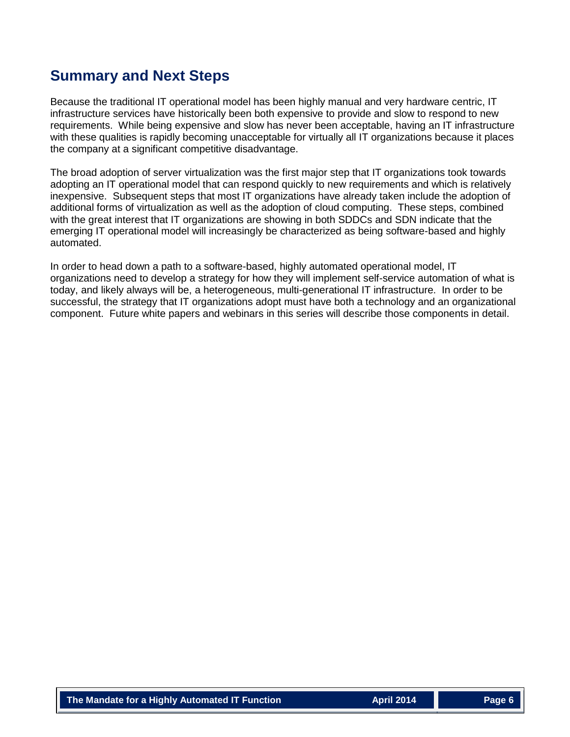## Summary and Next Steps

Because the traditional IT operational model has been highly manual and very hardware centric, IT infrastructure services have historically been both expensive to provide and slow to respond to new requirements. While being expensive and slow has never been acceptable, having an IT infrastructure with these qualities is rapidly becoming unacceptable for virtually all IT organizations because it places the company at a significant competitive disadvantage.

The broad adoption of server virtualization was the first major step that IT organizations took towards adopting an IT operational model that can respond quickly to new requirements and which is relatively inexpensive. Subsequent steps that most IT organizations have already taken include the adoption of additional forms of virtualization as well as the adoption of cloud computing. These steps, combined with the great interest that IT organizations are showing in both SDDCs and SDN indicate that the emerging IT operational model will increasingly be characterized as being software-based and highly automated.

In order to head down a path to a software-based, highly automated operational model, IT organizations need to develop a strategy for how they will implement self-service automation of what is today, and likely always will be, a heterogeneous, multi-generational IT infrastructure. In order to be successful, the strategy that IT organizations adopt must have both a technology and an organizational component. Future white papers and webinars in this series will describe those components in detail.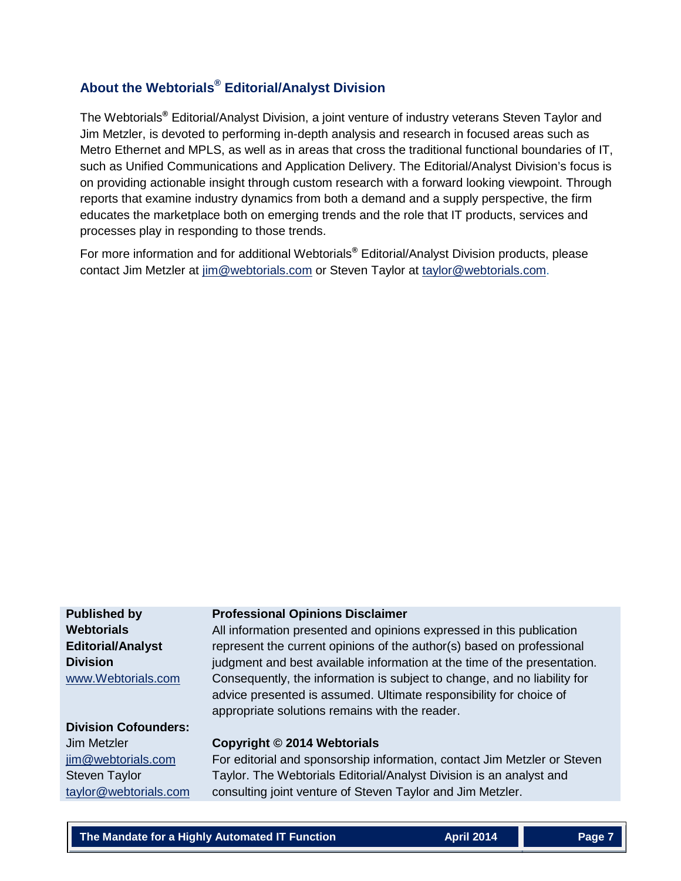## About the Webtorials® Editorial/Analyst Division

The Webtorials® Editorial/Analyst Division, a joint venture of industry veterans Steven Taylor and Jim Metzler, is devoted to performing in-depth analysis and research in focused areas such as Metro Ethernet and MPLS, as well as in areas that cross the traditional functional boundaries of IT, such as Unified Communications and Application Delivery. The Editorial/Analyst Division's focus is on providing actionable insight through custom research with a forward looking viewpoint. Through reports that examine industry dynamics from both a demand and a supply perspective, the firm educates the marketplace both on emerging trends and the role that IT products, services and processes play in responding to those trends.

For more information and for additional Webtorials® Editorial/Analyst Division products, please contact Jim Metzler at jim@webtorials.com or Steven Taylor at taylor@webtorials.com.

| | |
|---|---|
| **Published by Webtorials Editorial/Analyst Division**<br>www.Webtorials.com | **Professional Opinions Disclaimer**<br>All information presented and opinions expressed in this publication represent the current opinions of the author(s) based on professional judgment and best available information at the time of the presentation. Consequently, the information is subject to change, and no liability for advice presented is assumed. Ultimate responsibility for choice of appropriate solutions remains with the reader. |
| **Division Cofounders:**<br>Jim Metzler<br>jim@webtorials.com<br>Steven Taylor<br>taylor@webtorials.com | **Copyright © 2014 Webtorials**<br>For editorial and sponsorship information, contact Jim Metzler or Steven Taylor. The Webtorials Editorial/Analyst Division is an analyst and consulting joint venture of Steven Taylor and Jim Metzler. |